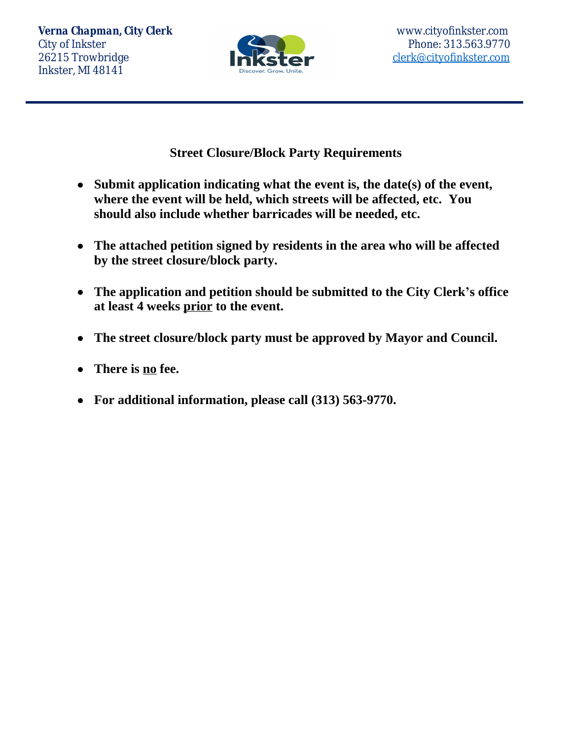**Verna Chapman, City Clerk**
City of Inkster
26215 Trowbridge
Inkster, MI 48141

www.cityofinkster.com
Phone: 313.563.9770
clerk@cityofinkster.com

---

## Street Closure/Block Party Requirements

- **Submit application indicating what the event is, the date(s) of the event, where the event will be held, which streets will be affected, etc. You should also include whether barricades will be needed, etc.**

- **The attached petition signed by residents in the area who will be affected by the street closure/block party.**

- **The application and petition should be submitted to the City Clerk's office at least 4 weeks <u>prior</u> to the event.**

- **The street closure/block party must be approved by Mayor and Council.**

- **There is <u>no</u> fee.**

- **For additional information, please call (313) 563-9770.**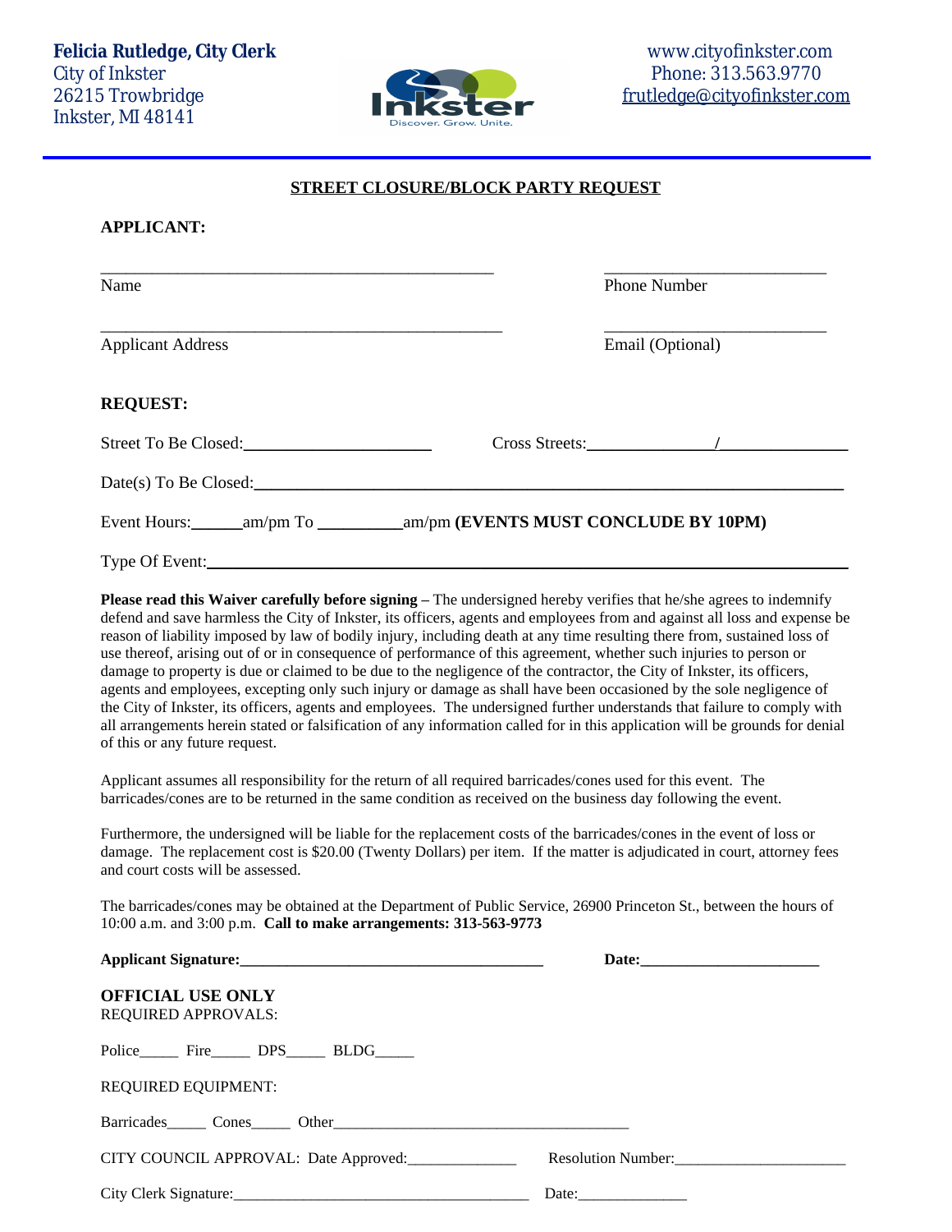**Felicia Rutledge, City Clerk**
City of Inkster
26215 Trowbridge
Inkster, MI 48141

www.cityofinkster.com
Phone: 313.563.9770
frutledge@cityofinkster.com

## STREET CLOSURE/BLOCK PARTY REQUEST

**APPLICANT:**

_______________________________________________ _________________________
Name Phone Number

_______________________________________________ _________________________
Applicant Address Email (Optional)

**REQUEST:**

Street To Be Closed:______________________ Cross Streets:_______________/_______________

Date(s) To Be Closed:_______________________________________________________________

Event Hours:______am/pm To __________am/pm **(EVENTS MUST CONCLUDE BY 10PM)**

Type Of Event:______________________________________________________________________

**Please read this Waiver carefully before signing –** The undersigned hereby verifies that he/she agrees to indemnify defend and save harmless the City of Inkster, its officers, agents and employees from and against all loss and expense be reason of liability imposed by law of bodily injury, including death at any time resulting there from, sustained loss of use thereof, arising out of or in consequence of performance of this agreement, whether such injuries to person or damage to property is due or claimed to be due to the negligence of the contractor, the City of Inkster, its officers, agents and employees, excepting only such injury or damage as shall have been occasioned by the sole negligence of the City of Inkster, its officers, agents and employees. The undersigned further understands that failure to comply with all arrangements herein stated or falsification of any information called for in this application will be grounds for denial of this or any future request.

Applicant assumes all responsibility for the return of all required barricades/cones used for this event. The barricades/cones are to be returned in the same condition as received on the business day following the event.

Furthermore, the undersigned will be liable for the replacement costs of the barricades/cones in the event of loss or damage. The replacement cost is $20.00 (Twenty Dollars) per item. If the matter is adjudicated in court, attorney fees and court costs will be assessed.

The barricades/cones may be obtained at the Department of Public Service, 26900 Princeton St., between the hours of 10:00 a.m. and 3:00 p.m. **Call to make arrangements: 313-563-9773**

**Applicant Signature:_______________________________________ Date:______________________**

**OFFICIAL USE ONLY**
REQUIRED APPROVALS:

Police_____ Fire_____ DPS_____ BLDG_____

REQUIRED EQUIPMENT:

Barricades_____ Cones_____ Other______________________________________

CITY COUNCIL APPROVAL: Date Approved:______________ Resolution Number:______________________

City Clerk Signature:______________________________________ Date:______________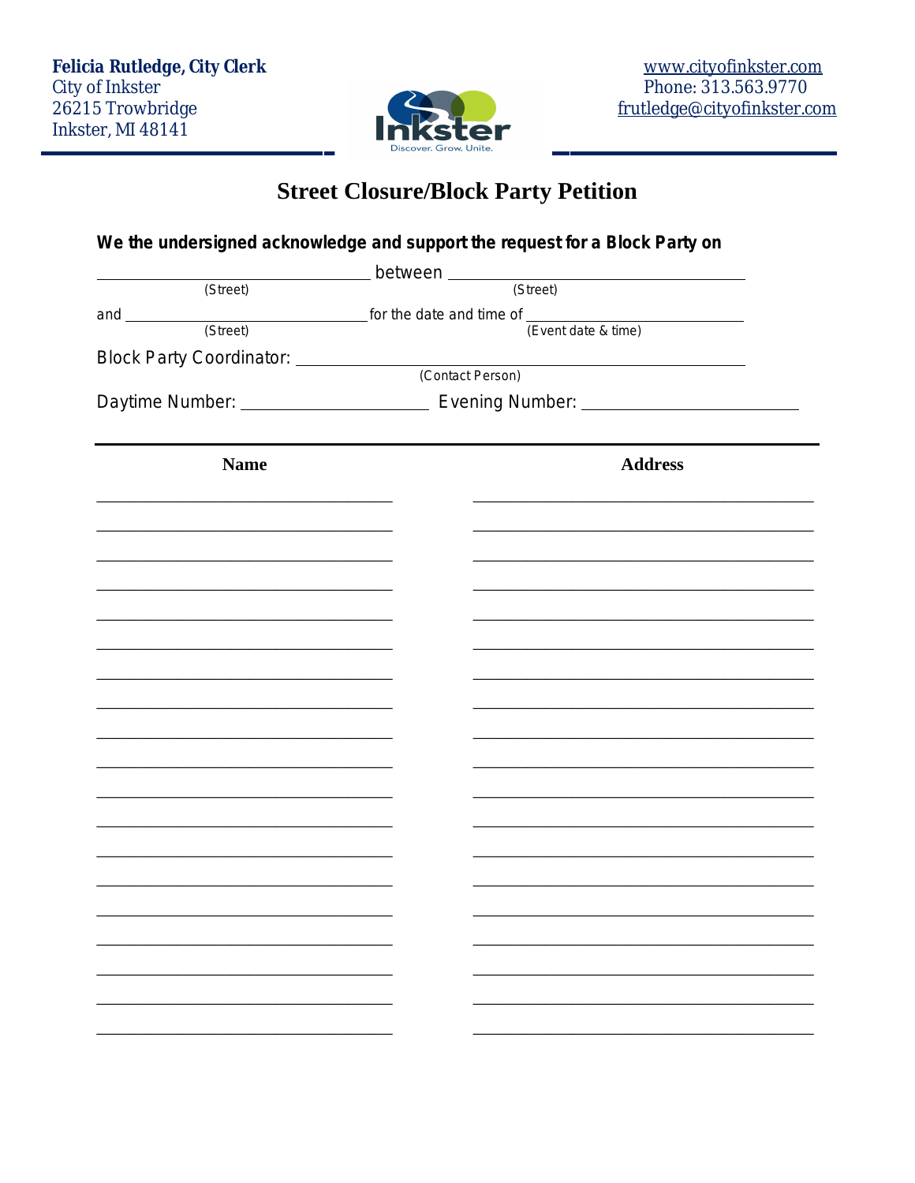Felicia Rutledge, City Clerk
City of Inkster
26215 Trowbridge
Inkster, MI 48141

www.cityofinkster.com
Phone: 313.563.9770
frutledge@cityofinkster.com

# Street Closure/Block Party Petition

**We the undersigned acknowledge and support the request for a Block Party on**

_______________________________ between _______________________________
(Street) (Street)

and _______________________________ for the date and time of _______________________________
(Street) (Event date & time)

Block Party Coordinator: _______________________________________________
(Contact Person)

Daytime Number: ______________________ Evening Number: ________________________

| Name | Address |
|---|---|
| | |
| | |
| | |
| | |
| | |
| | |
| | |
| | |
| | |
| | |
| | |
| | |
| | |
| | |
| | |
| | |
| | |
| | |
| | |